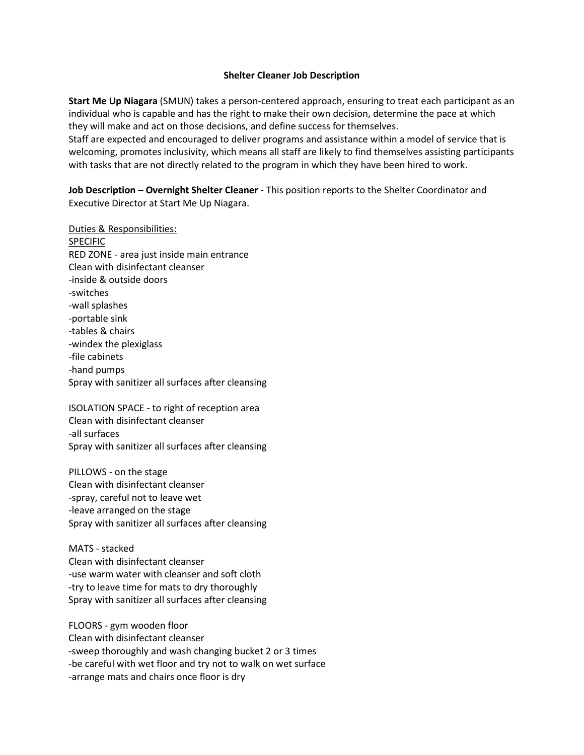# Shelter Cleaner Job Description

**Start Me Up Niagara** (SMUN) takes a person-centered approach, ensuring to treat each participant as an individual who is capable and has the right to make their own decision, determine the pace at which they will make and act on those decisions, and define success for themselves.
Staff are expected and encouraged to deliver programs and assistance within a model of service that is welcoming, promotes inclusivity, which means all staff are likely to find themselves assisting participants with tasks that are not directly related to the program in which they have been hired to work.

**Job Description – Overnight Shelter Cleaner** - This position reports to the Shelter Coordinator and Executive Director at Start Me Up Niagara.

<u>Duties & Responsibilities:</u>
<u>SPECIFIC</u>
RED ZONE - area just inside main entrance
Clean with disinfectant cleanser
-inside & outside doors
-switches
-wall splashes
-portable sink
-tables & chairs
-windex the plexiglass
-file cabinets
-hand pumps
Spray with sanitizer all surfaces after cleansing

ISOLATION SPACE - to right of reception area
Clean with disinfectant cleanser
-all surfaces
Spray with sanitizer all surfaces after cleansing

PILLOWS - on the stage
Clean with disinfectant cleanser
-spray, careful not to leave wet
-leave arranged on the stage
Spray with sanitizer all surfaces after cleansing

MATS - stacked
Clean with disinfectant cleanser
-use warm water with cleanser and soft cloth
-try to leave time for mats to dry thoroughly
Spray with sanitizer all surfaces after cleansing

FLOORS - gym wooden floor
Clean with disinfectant cleanser
-sweep thoroughly and wash changing bucket 2 or 3 times
-be careful with wet floor and try not to walk on wet surface
-arrange mats and chairs once floor is dry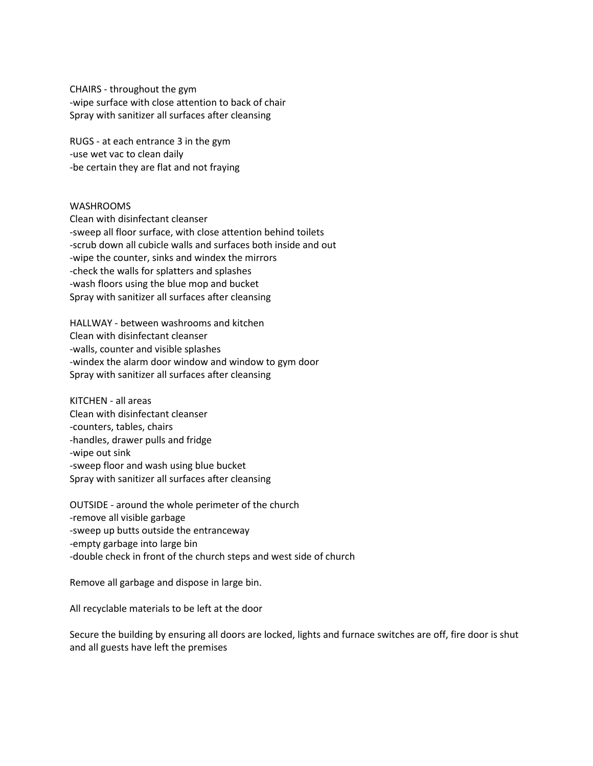CHAIRS - throughout the gym
-wipe surface with close attention to back of chair
Spray with sanitizer all surfaces after cleansing

RUGS - at each entrance 3 in the gym
-use wet vac to clean daily
-be certain they are flat and not fraying

WASHROOMS
Clean with disinfectant cleanser
-sweep all floor surface, with close attention behind toilets
-scrub down all cubicle walls and surfaces both inside and out
-wipe the counter, sinks and windex the mirrors
-check the walls for splatters and splashes
-wash floors using the blue mop and bucket
Spray with sanitizer all surfaces after cleansing

HALLWAY - between washrooms and kitchen
Clean with disinfectant cleanser
-walls, counter and visible splashes
-windex the alarm door window and window to gym door
Spray with sanitizer all surfaces after cleansing

KITCHEN - all areas
Clean with disinfectant cleanser
-counters, tables, chairs
-handles, drawer pulls and fridge
-wipe out sink
-sweep floor and wash using blue bucket
Spray with sanitizer all surfaces after cleansing

OUTSIDE - around the whole perimeter of the church
-remove all visible garbage
-sweep up butts outside the entranceway
-empty garbage into large bin
-double check in front of the church steps and west side of church

Remove all garbage and dispose in large bin.

All recyclable materials to be left at the door

Secure the building by ensuring all doors are locked, lights and furnace switches are off, fire door is shut and all guests have left the premises